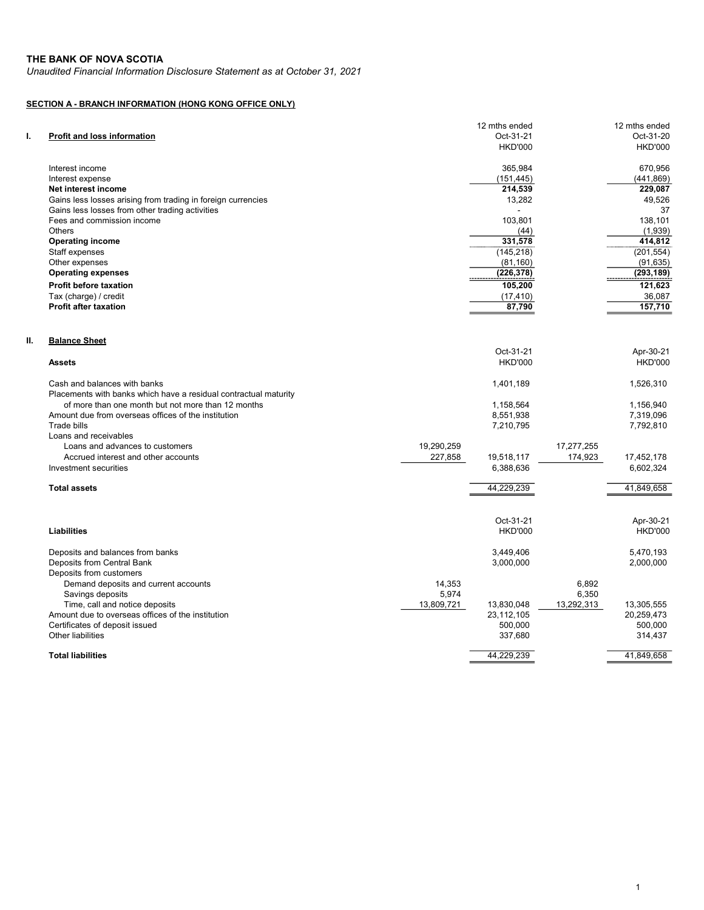**THE BANK OF NOVA SCOTIA**

*Unaudited Financial Information Disclosure Statement as at October 31, 2021*

**SECTION A - BRANCH INFORMATION (HONG KONG OFFICE ONLY)**

## I. Profit and loss information

| | 12 mths ended Oct-31-21 HKD'000 | 12 mths ended Oct-31-20 HKD'000 |
|---|---|---|
| Interest income | 365,984 | 670,956 |
| Interest expense | (151,445) | (441,869) |
| **Net interest income** | **214,539** | **229,087** |
| Gains less losses arising from trading in foreign currencies | 13,282 | 49,526 |
| Gains less losses from other trading activities | - | 37 |
| Fees and commission income | 103,801 | 138,101 |
| Others | (44) | (1,939) |
| **Operating income** | **331,578** | **414,812** |
| Staff expenses | (145,218) | (201,554) |
| Other expenses | (81,160) | (91,635) |
| **Operating expenses** | **(226,378)** | **(293,189)** |
| **Profit before taxation** | **105,200** | **121,623** |
| Tax (charge) / credit | (17,410) | 36,087 |
| **Profit after taxation** | **87,790** | **157,710** |

## II. Balance Sheet

| **Assets** | | Oct-31-21 HKD'000 | | Apr-30-21 HKD'000 |
|---|---|---|---|---|
| Cash and balances with banks | | 1,401,189 | | 1,526,310 |
| Placements with banks which have a residual contractual maturity of more than one month but not more than 12 months | | 1,158,564 | | 1,156,940 |
| Amount due from overseas offices of the institution | | 8,551,938 | | 7,319,096 |
| Trade bills | | 7,210,795 | | 7,792,810 |
| Loans and receivables | | | | |
| Loans and advances to customers | 19,290,259 | | 17,277,255 | |
| Accrued interest and other accounts | 227,858 | 19,518,117 | 174,923 | 17,452,178 |
| Investment securities | | 6,388,636 | | 6,602,324 |
| **Total assets** | | 44,229,239 | | 41,849,658 |

| **Liabilities** | | Oct-31-21 HKD'000 | | Apr-30-21 HKD'000 |
|---|---|---|---|---|
| Deposits and balances from banks | | 3,449,406 | | 5,470,193 |
| Deposits from Central Bank | | 3,000,000 | | 2,000,000 |
| Deposits from customers | | | | |
| Demand deposits and current accounts | 14,353 | | 6,892 | |
| Savings deposits | 5,974 | | 6,350 | |
| Time, call and notice deposits | 13,809,721 | 13,830,048 | 13,292,313 | 13,305,555 |
| Amount due to overseas offices of the institution | | 23,112,105 | | 20,259,473 |
| Certificates of deposit issued | | 500,000 | | 500,000 |
| Other liabilities | | 337,680 | | 314,437 |
| **Total liabilities** | | 44,229,239 | | 41,849,658 |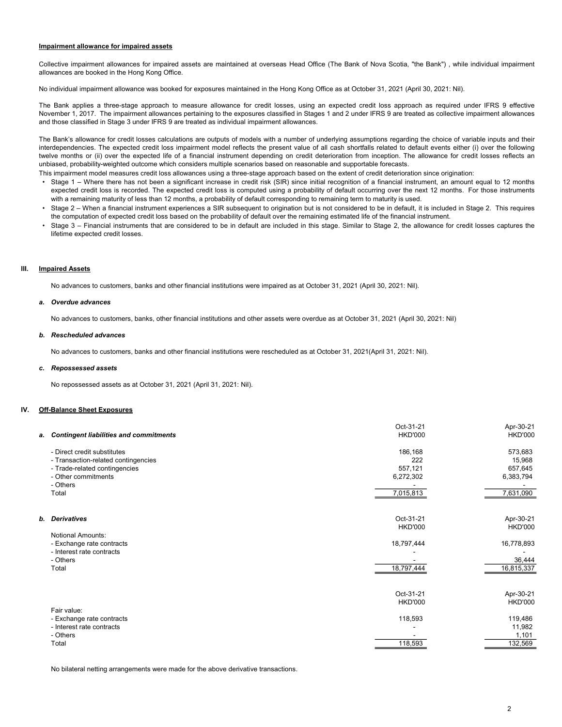**Impairment allowance for impaired assets**

Collective impairment allowances for impaired assets are maintained at overseas Head Office (The Bank of Nova Scotia, "the Bank") , while individual impairment allowances are booked in the Hong Kong Office.

No individual impairment allowance was booked for exposures maintained in the Hong Kong Office as at October 31, 2021 (April 30, 2021: Nil).

The Bank applies a three-stage approach to measure allowance for credit losses, using an expected credit loss approach as required under IFRS 9 effective November 1, 2017. The impairment allowances pertaining to the exposures classified in Stages 1 and 2 under IFRS 9 are treated as collective impairment allowances and those classified in Stage 3 under IFRS 9 are treated as individual impairment allowances.

The Bank's allowance for credit losses calculations are outputs of models with a number of underlying assumptions regarding the choice of variable inputs and their interdependencies. The expected credit loss impairment model reflects the present value of all cash shortfalls related to default events either (i) over the following twelve months or (ii) over the expected life of a financial instrument depending on credit deterioration from inception. The allowance for credit losses reflects an unbiased, probability-weighted outcome which considers multiple scenarios based on reasonable and supportable forecasts.
This impairment model measures credit loss allowances using a three-stage approach based on the extent of credit deterioration since origination:

- Stage 1 – Where there has not been a significant increase in credit risk (SIR) since initial recognition of a financial instrument, an amount equal to 12 months expected credit loss is recorded. The expected credit loss is computed using a probability of default occurring over the next 12 months. For those instruments with a remaining maturity of less than 12 months, a probability of default corresponding to remaining term to maturity is used.
- Stage 2 – When a financial instrument experiences a SIR subsequent to origination but is not considered to be in default, it is included in Stage 2. This requires the computation of expected credit loss based on the probability of default over the remaining estimated life of the financial instrument.
- Stage 3 – Financial instruments that are considered to be in default are included in this stage. Similar to Stage 2, the allowance for credit losses captures the lifetime expected credit losses.

## III. Impaired Assets

No advances to customers, banks and other financial institutions were impaired as at October 31, 2021 (April 30, 2021: Nil).

### *a. Overdue advances*

No advances to customers, banks, other financial institutions and other assets were overdue as at October 31, 2021 (April 30, 2021: Nil)

### *b. Rescheduled advances*

No advances to customers, banks and other financial institutions were rescheduled as at October 31, 2021(April 31, 2021: Nil).

### *c. Repossessed assets*

No repossessed assets as at October 31, 2021 (April 31, 2021: Nil).

## IV. Off-Balance Sheet Exposures

| *a. Contingent liabilities and commitments* | Oct-31-21 HKD'000 | Apr-30-21 HKD'000 |
|---|---|---|
| - Direct credit substitutes | 186,168 | 573,683 |
| - Transaction-related contingencies | 222 | 15,968 |
| - Trade-related contingencies | 557,121 | 657,645 |
| - Other commitments | 6,272,302 | 6,383,794 |
| - Others | - | - |
| Total | 7,015,813 | 7,631,090 |

| *b. Derivatives* | Oct-31-21 HKD'000 | Apr-30-21 HKD'000 |
|---|---|---|
| Notional Amounts: | | |
| - Exchange rate contracts | 18,797,444 | 16,778,893 |
| - Interest rate contracts | - | - |
| - Others | - | 36,444 |
| Total | 18,797,444 | 16,815,337 |

| | Oct-31-21 HKD'000 | Apr-30-21 HKD'000 |
|---|---|---|
| Fair value: | | |
| - Exchange rate contracts | 118,593 | 119,486 |
| - Interest rate contracts | - | 11,982 |
| - Others | - | 1,101 |
| Total | 118,593 | 132,569 |

No bilateral netting arrangements were made for the above derivative transactions.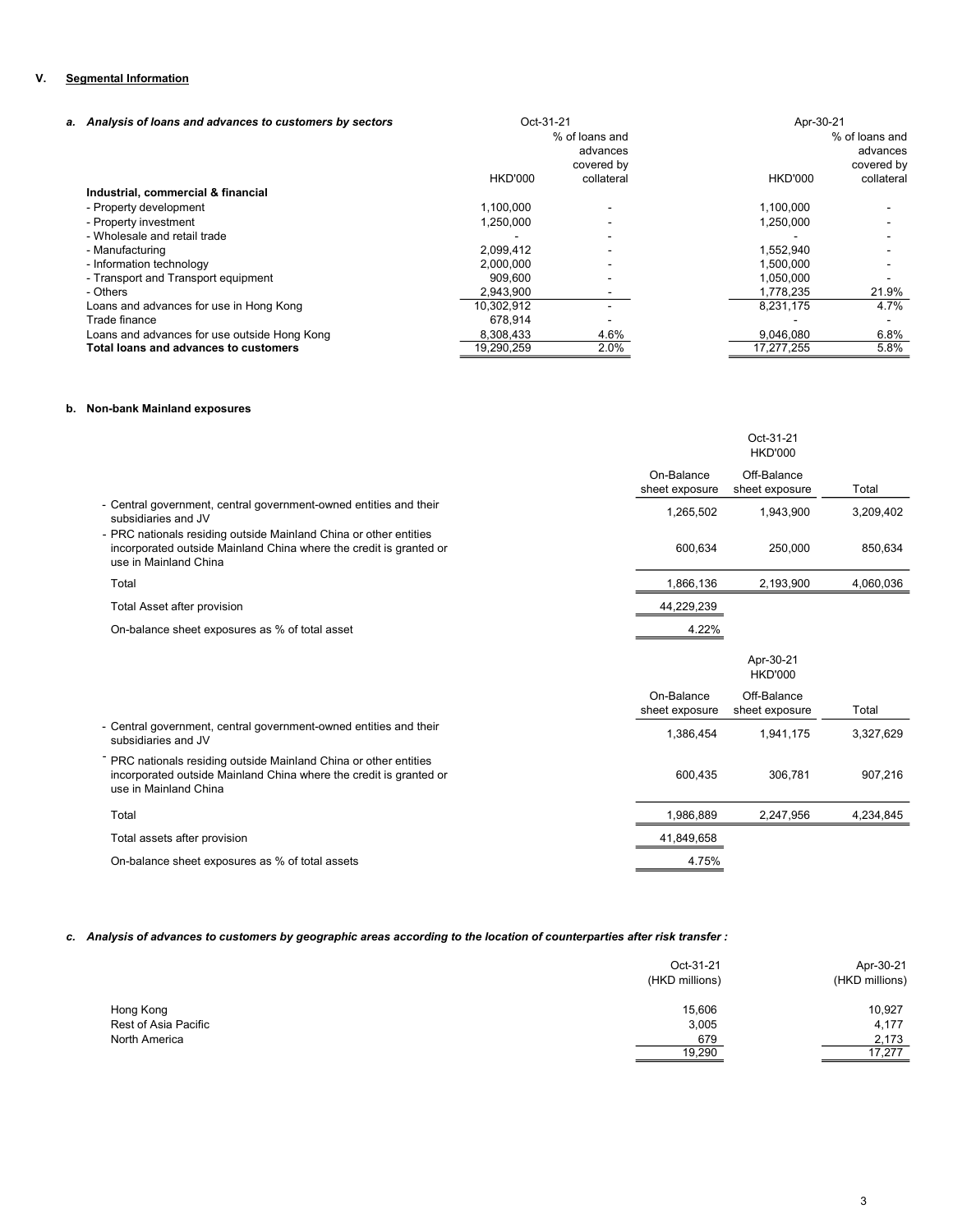## V. Segmental Information

### a. *Analysis of loans and advances to customers by sectors*

| | Oct-31-21 HKD'000 | Oct-31-21 % of loans and advances covered by collateral | Apr-30-21 HKD'000 | Apr-30-21 % of loans and advances covered by collateral |
|---|---|---|---|---|
| **Industrial, commercial & financial** | | | | |
| - Property development | 1,100,000 | - | 1,100,000 | - |
| - Property investment | 1,250,000 | - | 1,250,000 | - |
| - Wholesale and retail trade | - | - | - | - |
| - Manufacturing | 2,099,412 | - | 1,552,940 | - |
| - Information technology | 2,000,000 | - | 1,500,000 | - |
| - Transport and Transport equipment | 909,600 | - | 1,050,000 | - |
| - Others | 2,943,900 | - | 1,778,235 | 21.9% |
| Loans and advances for use in Hong Kong | 10,302,912 | - | 8,231,175 | 4.7% |
| Trade finance | 678,914 | - | - | - |
| Loans and advances for use outside Hong Kong | 8,308,433 | 4.6% | 9,046,080 | 6.8% |
| **Total loans and advances to customers** | 19,290,259 | 2.0% | 17,277,255 | 5.8% |

### b. Non-bank Mainland exposures

| Oct-31-21 HKD'000 | On-Balance sheet exposure | Off-Balance sheet exposure | Total |
|---|---|---|---|
| - Central government, central government-owned entities and their subsidiaries and JV | 1,265,502 | 1,943,900 | 3,209,402 |
| - PRC nationals residing outside Mainland China or other entities incorporated outside Mainland China where the credit is granted or use in Mainland China | 600,634 | 250,000 | 850,634 |
| Total | 1,866,136 | 2,193,900 | 4,060,036 |
| Total Asset after provision | 44,229,239 | | |
| On-balance sheet exposures as % of total asset | 4.22% | | |

| Apr-30-21 HKD'000 | On-Balance sheet exposure | Off-Balance sheet exposure | Total |
|---|---|---|---|
| - Central government, central government-owned entities and their subsidiaries and JV | 1,386,454 | 1,941,175 | 3,327,629 |
| - PRC nationals residing outside Mainland China or other entities incorporated outside Mainland China where the credit is granted or use in Mainland China | 600,435 | 306,781 | 907,216 |
| Total | 1,986,889 | 2,247,956 | 4,234,845 |
| Total assets after provision | 41,849,658 | | |
| On-balance sheet exposures as % of total assets | 4.75% | | |

### c. *Analysis of advances to customers by geographic areas according to the location of counterparties after risk transfer :*

| | Oct-31-21 (HKD millions) | Apr-30-21 (HKD millions) |
|---|---|---|
| Hong Kong | 15,606 | 10,927 |
| Rest of Asia Pacific | 3,005 | 4,177 |
| North America | 679 | 2,173 |
| | 19,290 | 17,277 |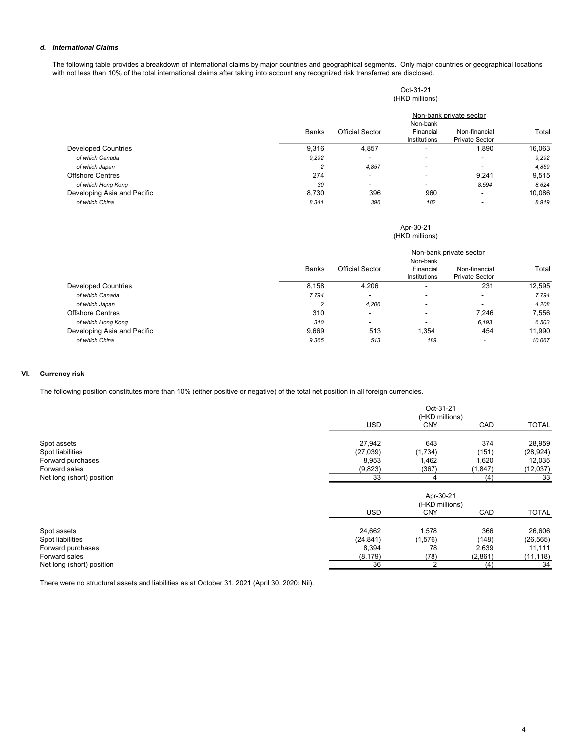### *d. International Claims*

The following table provides a breakdown of international claims by major countries and geographical segments. Only major countries or geographical locations with not less than 10% of the total international claims after taking into account any recognized risk transferred are disclosed.

**Oct-31-21 (HKD millions)**

| | Banks | Official Sector | Non-bank private sector: Non-bank Financial Institutions | Non-bank private sector: Non-financial Private Sector | Total |
|---|---|---|---|---|---|
| Developed Countries | 9,316 | 4,857 | - | 1,890 | 16,063 |
| *of which Canada* | *9,292* | - | - | - | *9,292* |
| *of which Japan* | *2* | *4,857* | - | - | *4,859* |
| Offshore Centres | 274 | - | - | 9,241 | 9,515 |
| *of which Hong Kong* | *30* | - | - | *8,594* | *8,624* |
| Developing Asia and Pacific | 8,730 | 396 | 960 | - | 10,086 |
| *of which China* | *8,341* | *396* | *182* | - | *8,919* |

**Apr-30-21 (HKD millions)**

| | Banks | Official Sector | Non-bank private sector: Non-bank Financial Institutions | Non-bank private sector: Non-financial Private Sector | Total |
|---|---|---|---|---|---|
| Developed Countries | 8,158 | 4,206 | - | 231 | 12,595 |
| *of which Canada* | *7,794* | - | - | - | *7,794* |
| *of which Japan* | *2* | *4,206* | - | - | *4,208* |
| Offshore Centres | 310 | - | - | 7,246 | 7,556 |
| *of which Hong Kong* | *310* | - | - | *6,193* | *6,503* |
| Developing Asia and Pacific | 9,669 | 513 | 1,354 | 454 | 11,990 |
| *of which China* | *9,365* | *513* | *189* | - | *10,067* |

## VI. Currency risk

The following position constitutes more than 10% (either positive or negative) of the total net position in all foreign currencies.

**Oct-31-21 (HKD millions)**

| | USD | CNY | CAD | TOTAL |
|---|---|---|---|---|
| Spot assets | 27,942 | 643 | 374 | 28,959 |
| Spot liabilities | (27,039) | (1,734) | (151) | (28,924) |
| Forward purchases | 8,953 | 1,462 | 1,620 | 12,035 |
| Forward sales | (9,823) | (367) | (1,847) | (12,037) |
| Net long (short) position | 33 | 4 | (4) | 33 |

**Apr-30-21 (HKD millions)**

| | USD | CNY | CAD | TOTAL |
|---|---|---|---|---|
| Spot assets | 24,662 | 1,578 | 366 | 26,606 |
| Spot liabilities | (24,841) | (1,576) | (148) | (26,565) |
| Forward purchases | 8,394 | 78 | 2,639 | 11,111 |
| Forward sales | (8,179) | (78) | (2,861) | (11,118) |
| Net long (short) position | 36 | 2 | (4) | 34 |

There were no structural assets and liabilities as at October 31, 2021 (April 30, 2020: Nil).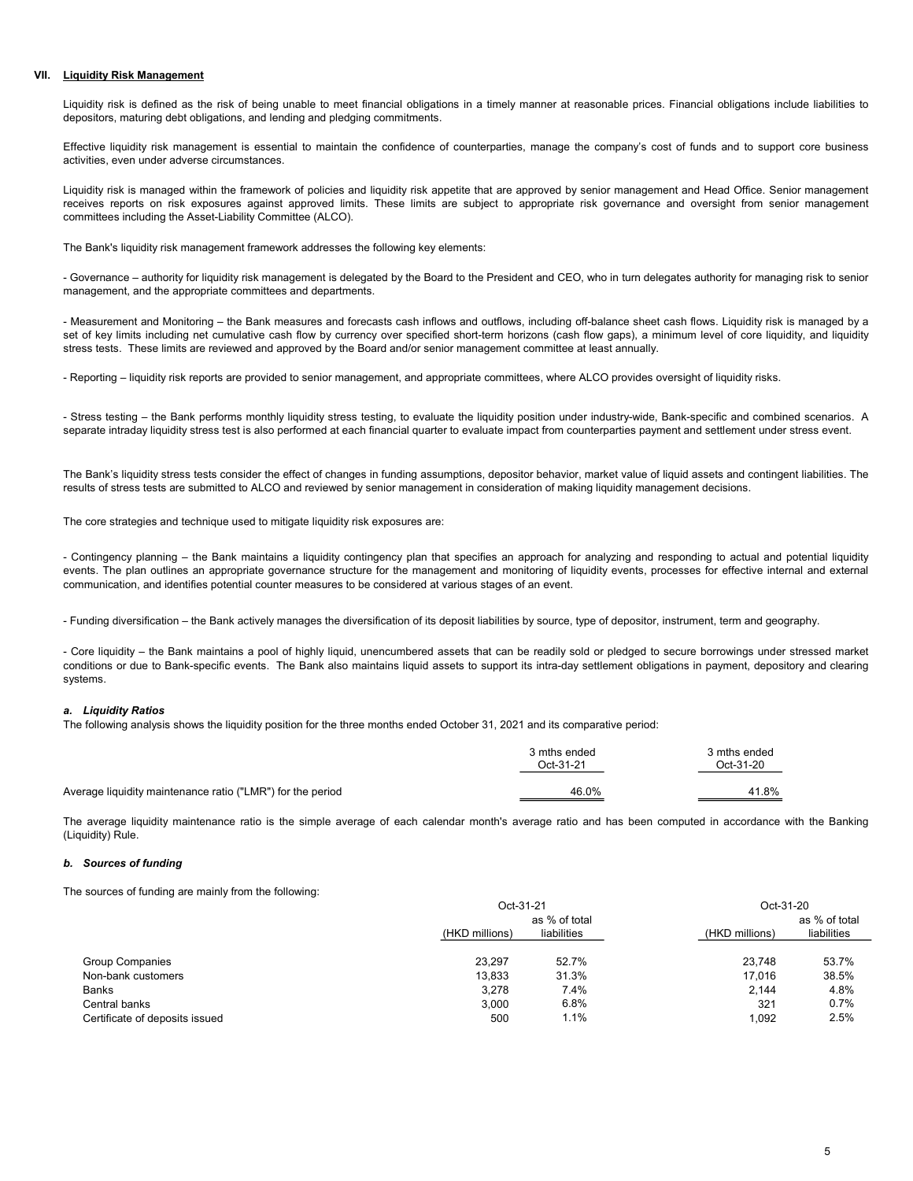## VII. Liquidity Risk Management

Liquidity risk is defined as the risk of being unable to meet financial obligations in a timely manner at reasonable prices. Financial obligations include liabilities to depositors, maturing debt obligations, and lending and pledging commitments.

Effective liquidity risk management is essential to maintain the confidence of counterparties, manage the company's cost of funds and to support core business activities, even under adverse circumstances.

Liquidity risk is managed within the framework of policies and liquidity risk appetite that are approved by senior management and Head Office. Senior management receives reports on risk exposures against approved limits. These limits are subject to appropriate risk governance and oversight from senior management committees including the Asset-Liability Committee (ALCO).

The Bank's liquidity risk management framework addresses the following key elements:

- Governance – authority for liquidity risk management is delegated by the Board to the President and CEO, who in turn delegates authority for managing risk to senior management, and the appropriate committees and departments.

- Measurement and Monitoring – the Bank measures and forecasts cash inflows and outflows, including off-balance sheet cash flows. Liquidity risk is managed by a set of key limits including net cumulative cash flow by currency over specified short-term horizons (cash flow gaps), a minimum level of core liquidity, and liquidity stress tests. These limits are reviewed and approved by the Board and/or senior management committee at least annually.

- Reporting – liquidity risk reports are provided to senior management, and appropriate committees, where ALCO provides oversight of liquidity risks.

- Stress testing – the Bank performs monthly liquidity stress testing, to evaluate the liquidity position under industry-wide, Bank-specific and combined scenarios. A separate intraday liquidity stress test is also performed at each financial quarter to evaluate impact from counterparties payment and settlement under stress event.

The Bank's liquidity stress tests consider the effect of changes in funding assumptions, depositor behavior, market value of liquid assets and contingent liabilities. The results of stress tests are submitted to ALCO and reviewed by senior management in consideration of making liquidity management decisions.

The core strategies and technique used to mitigate liquidity risk exposures are:

- Contingency planning – the Bank maintains a liquidity contingency plan that specifies an approach for analyzing and responding to actual and potential liquidity events. The plan outlines an appropriate governance structure for the management and monitoring of liquidity events, processes for effective internal and external communication, and identifies potential counter measures to be considered at various stages of an event.

- Funding diversification – the Bank actively manages the diversification of its deposit liabilities by source, type of depositor, instrument, term and geography.

- Core liquidity – the Bank maintains a pool of highly liquid, unencumbered assets that can be readily sold or pledged to secure borrowings under stressed market conditions or due to Bank-specific events. The Bank also maintains liquid assets to support its intra-day settlement obligations in payment, depository and clearing systems.

### *a. Liquidity Ratios*

The following analysis shows the liquidity position for the three months ended October 31, 2021 and its comparative period:

| | 3 mths ended Oct-31-21 | 3 mths ended Oct-31-20 |
|---|---|---|
| Average liquidity maintenance ratio ("LMR") for the period | 46.0% | 41.8% |

The average liquidity maintenance ratio is the simple average of each calendar month's average ratio and has been computed in accordance with the Banking (Liquidity) Rule.

### *b. Sources of funding*

The sources of funding are mainly from the following:

| | Oct-31-21 | | Oct-31-20 | |
|---|---|---|---|---|
| | (HKD millions) | as % of total liabilities | (HKD millions) | as % of total liabilities |
| Group Companies | 23,297 | 52.7% | 23,748 | 53.7% |
| Non-bank customers | 13,833 | 31.3% | 17,016 | 38.5% |
| Banks | 3,278 | 7.4% | 2,144 | 4.8% |
| Central banks | 3,000 | 6.8% | 321 | 0.7% |
| Certificate of deposits issued | 500 | 1.1% | 1,092 | 2.5% |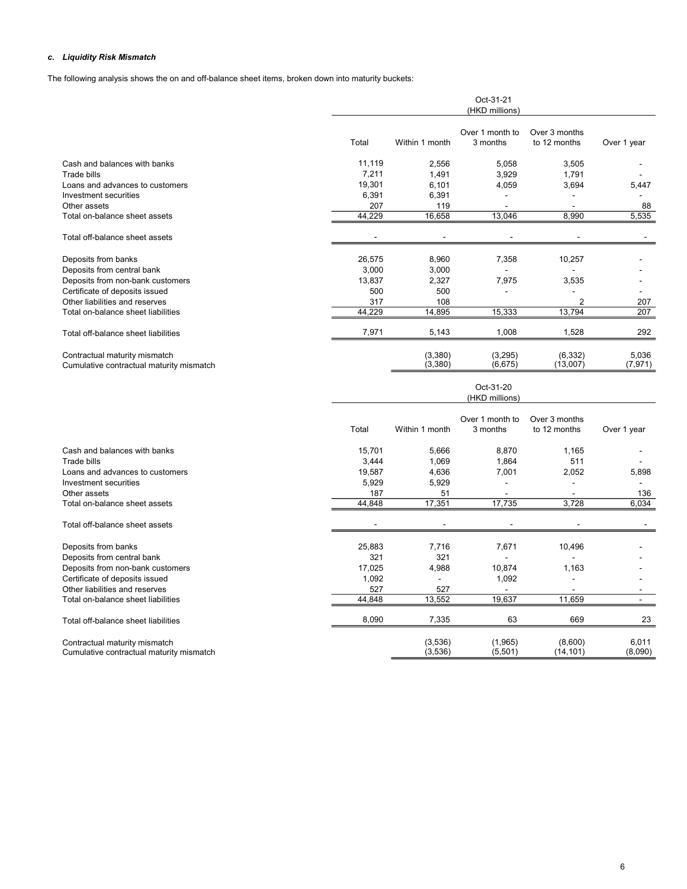*c. Liquidity Risk Mismatch*

The following analysis shows the on and off-balance sheet items, broken down into maturity buckets:

| | Oct-31-21 (HKD millions) | | | | |
|---|---|---|---|---|---|
| | Total | Within 1 month | Over 1 month to 3 months | Over 3 months to 12 months | Over 1 year |
| Cash and balances with banks | 11,119 | 2,556 | 5,058 | 3,505 | - |
| Trade bills | 7,211 | 1,491 | 3,929 | 1,791 | - |
| Loans and advances to customers | 19,301 | 6,101 | 4,059 | 3,694 | 5,447 |
| Investment securities | 6,391 | 6,391 | - | - | - |
| Other assets | 207 | 119 | - | - | 88 |
| Total on-balance sheet assets | 44,229 | 16,658 | 13,046 | 8,990 | 5,535 |
| Total off-balance sheet assets | - | - | - | - | - |
| Deposits from banks | 26,575 | 8,960 | 7,358 | 10,257 | - |
| Deposits from central bank | 3,000 | 3,000 | - | - | - |
| Deposits from non-bank customers | 13,837 | 2,327 | 7,975 | 3,535 | - |
| Certificate of deposits issued | 500 | 500 | - | - | - |
| Other liabilities and reserves | 317 | 108 | | 2 | 207 |
| Total on-balance sheet liabilities | 44,229 | 14,895 | 15,333 | 13,794 | 207 |
| Total off-balance sheet liabilities | 7,971 | 5,143 | 1,008 | 1,528 | 292 |
| Contractual maturity mismatch | | (3,380) | (3,295) | (6,332) | 5,036 |
| Cumulative contractual maturity mismatch | | (3,380) | (6,675) | (13,007) | (7,971) |

| | Oct-31-20 (HKD millions) | | | | |
|---|---|---|---|---|---|
| | Total | Within 1 month | Over 1 month to 3 months | Over 3 months to 12 months | Over 1 year |
| Cash and balances with banks | 15,701 | 5,666 | 8,870 | 1,165 | - |
| Trade bills | 3,444 | 1,069 | 1,864 | 511 | - |
| Loans and advances to customers | 19,587 | 4,636 | 7,001 | 2,052 | 5,898 |
| Investment securities | 5,929 | 5,929 | - | - | - |
| Other assets | 187 | 51 | - | - | 136 |
| Total on-balance sheet assets | 44,848 | 17,351 | 17,735 | 3,728 | 6,034 |
| Total off-balance sheet assets | - | - | - | - | - |
| Deposits from banks | 25,883 | 7,716 | 7,671 | 10,496 | - |
| Deposits from central bank | 321 | 321 | - | - | - |
| Deposits from non-bank customers | 17,025 | 4,988 | 10,874 | 1,163 | - |
| Certificate of deposits issued | 1,092 | - | 1,092 | - | - |
| Other liabilities and reserves | 527 | 527 | - | - | - |
| Total on-balance sheet liabilities | 44,848 | 13,552 | 19,637 | 11,659 | - |
| Total off-balance sheet liabilities | 8,090 | 7,335 | 63 | 669 | 23 |
| Contractual maturity mismatch | | (3,536) | (1,965) | (8,600) | 6,011 |
| Cumulative contractual maturity mismatch | | (3,536) | (5,501) | (14,101) | (8,090) |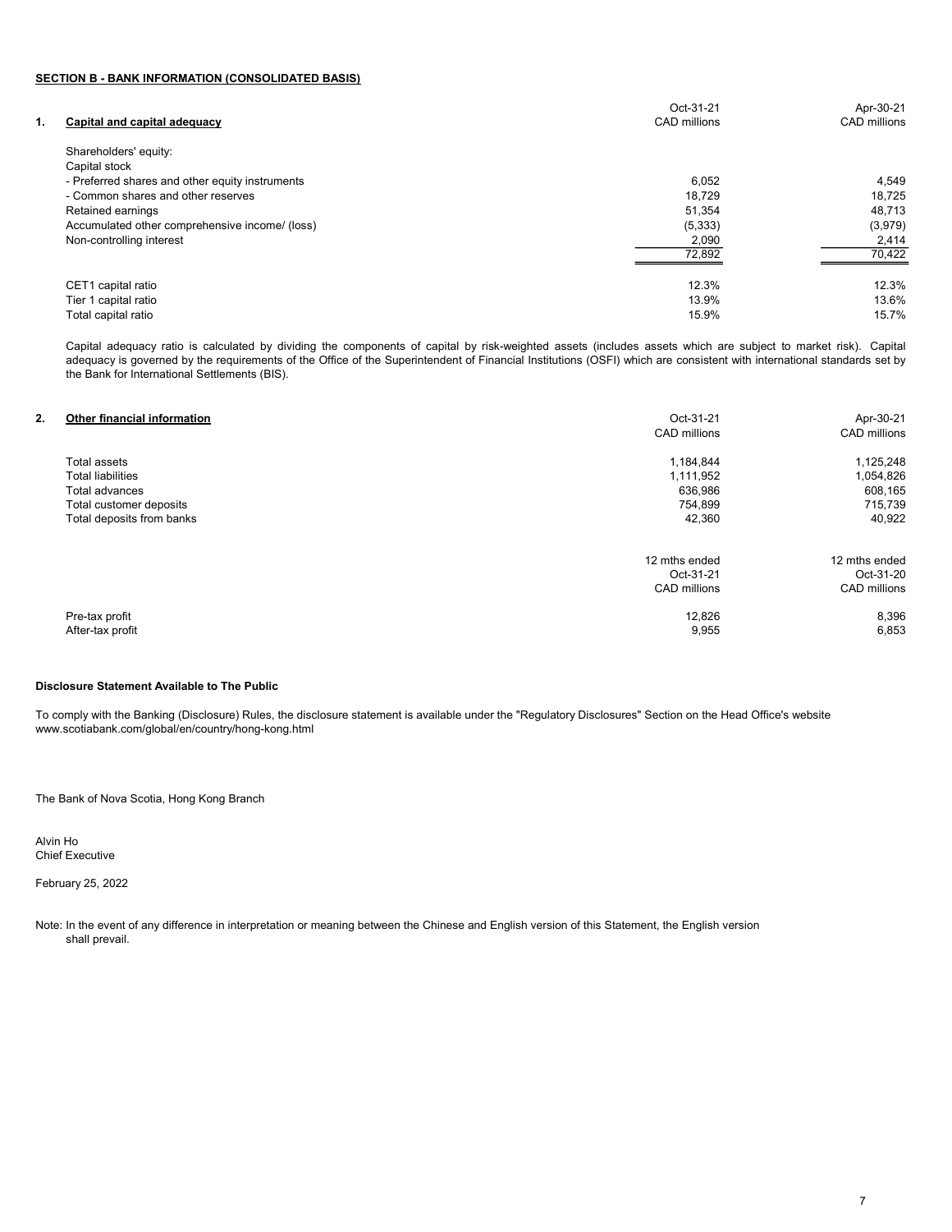**SECTION B - BANK INFORMATION (CONSOLIDATED BASIS)**

**1. Capital and capital adequacy**

| | Oct-31-21 CAD millions | Apr-30-21 CAD millions |
|---|---|---|
| Shareholders' equity: | | |
| Capital stock | | |
| - Preferred shares and other equity instruments | 6,052 | 4,549 |
| - Common shares and other reserves | 18,729 | 18,725 |
| Retained earnings | 51,354 | 48,713 |
| Accumulated other comprehensive income/ (loss) | (5,333) | (3,979) |
| Non-controlling interest | 2,090 | 2,414 |
| | 72,892 | 70,422 |
| CET1 capital ratio | 12.3% | 12.3% |
| Tier 1 capital ratio | 13.9% | 13.6% |
| Total capital ratio | 15.9% | 15.7% |

Capital adequacy ratio is calculated by dividing the components of capital by risk-weighted assets (includes assets which are subject to market risk). Capital adequacy is governed by the requirements of the Office of the Superintendent of Financial Institutions (OSFI) which are consistent with international standards set by the Bank for International Settlements (BIS).

**2. Other financial information**

| | Oct-31-21 CAD millions | Apr-30-21 CAD millions |
|---|---|---|
| Total assets | 1,184,844 | 1,125,248 |
| Total liabilities | 1,111,952 | 1,054,826 |
| Total advances | 636,986 | 608,165 |
| Total customer deposits | 754,899 | 715,739 |
| Total deposits from banks | 42,360 | 40,922 |

| | 12 mths ended Oct-31-21 CAD millions | 12 mths ended Oct-31-20 CAD millions |
|---|---|---|
| Pre-tax profit | 12,826 | 8,396 |
| After-tax profit | 9,955 | 6,853 |

**Disclosure Statement Available to The Public**

To comply with the Banking (Disclosure) Rules, the disclosure statement is available under the "Regulatory Disclosures" Section on the Head Office's website www.scotiabank.com/global/en/country/hong-kong.html

The Bank of Nova Scotia, Hong Kong Branch

Alvin Ho
Chief Executive

February 25, 2022

Note: In the event of any difference in interpretation or meaning between the Chinese and English version of this Statement, the English version shall prevail.